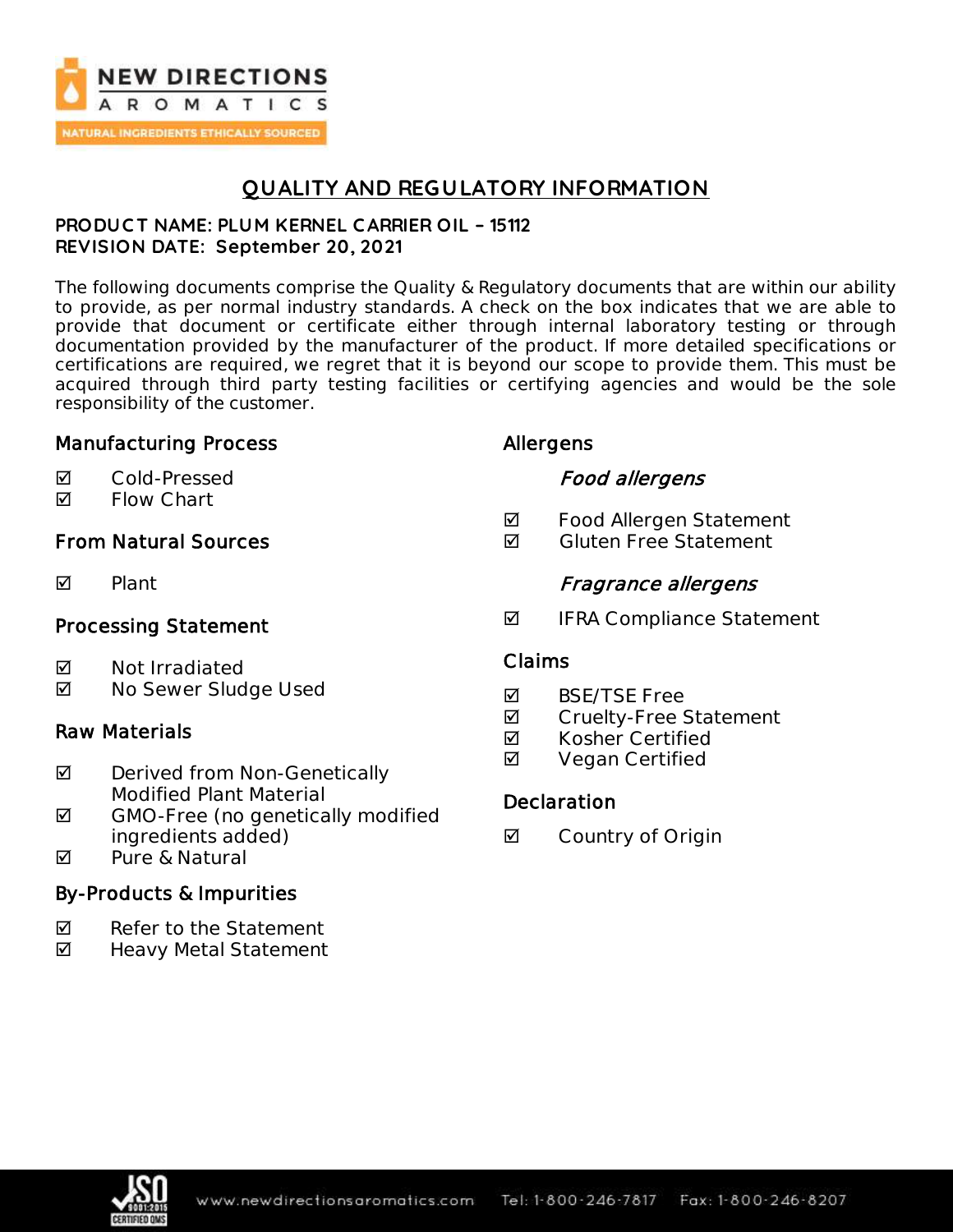# QUALITY AND REGULATORY INFORMATION

**PRODUCT NAME: PLUM KERNEL CARRIER OIL – 15112**
**REVISION DATE: September 20, 2021**

The following documents comprise the Quality & Regulatory documents that are within our ability to provide, as per normal industry standards. A check on the box indicates that we are able to provide that document or certificate either through internal laboratory testing or through documentation provided by the manufacturer of the product. If more detailed specifications or certifications are required, we regret that it is beyond our scope to provide them. This must be acquired through third party testing facilities or certifying agencies and would be the sole responsibility of the customer.

## Manufacturing Process

- ☑ Cold-Pressed
- ☑ Flow Chart

## From Natural Sources

- ☑ Plant

## Processing Statement

- ☑ Not Irradiated
- ☑ No Sewer Sludge Used

## Raw Materials

- ☑ Derived from Non-Genetically Modified Plant Material
- ☑ GMO-Free (no genetically modified ingredients added)
- ☑ Pure & Natural

## By-Products & Impurities

- ☑ Refer to the Statement
- ☑ Heavy Metal Statement

## Allergens

### *Food allergens*

- ☑ Food Allergen Statement
- ☑ Gluten Free Statement

### *Fragrance allergens*

- ☑ IFRA Compliance Statement

## Claims

- ☑ BSE/TSE Free
- ☑ Cruelty-Free Statement
- ☑ Kosher Certified
- ☑ Vegan Certified

## Declaration

- ☑ Country of Origin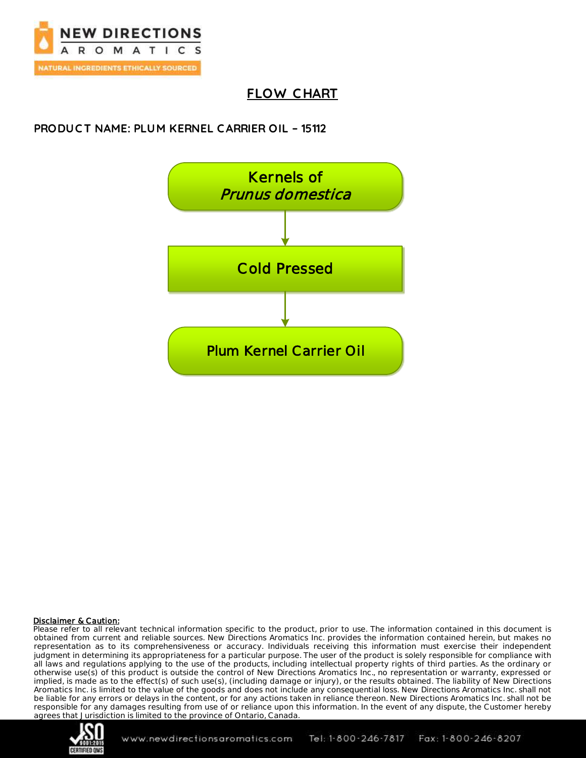# FLOW CHART

**PRODUCT NAME: PLUM KERNEL CARRIER OIL – 15112**

Kernels of *Prunus domestica*

↓

Cold Pressed

↓

Plum Kernel Carrier Oil

**Disclaimer & Caution:**
Please refer to all relevant technical information specific to the product, prior to use. The information contained in this document is obtained from current and reliable sources. New Directions Aromatics Inc. provides the information contained herein, but makes no representation as to its comprehensiveness or accuracy. Individuals receiving this information must exercise their independent judgment in determining its appropriateness for a particular purpose. The user of the product is solely responsible for compliance with all laws and regulations applying to the use of the products, including intellectual property rights of third parties. As the ordinary or otherwise use(s) of this product is outside the control of New Directions Aromatics Inc., no representation or warranty, expressed or implied, is made as to the effect(s) of such use(s), (including damage or injury), or the results obtained. The liability of New Directions Aromatics Inc. is limited to the value of the goods and does not include any consequential loss. New Directions Aromatics Inc. shall not be liable for any errors or delays in the content, or for any actions taken in reliance thereon. New Directions Aromatics Inc. shall not be responsible for any damages resulting from use of or reliance upon this information. In the event of any dispute, the Customer hereby agrees that Jurisdiction is limited to the province of Ontario, Canada.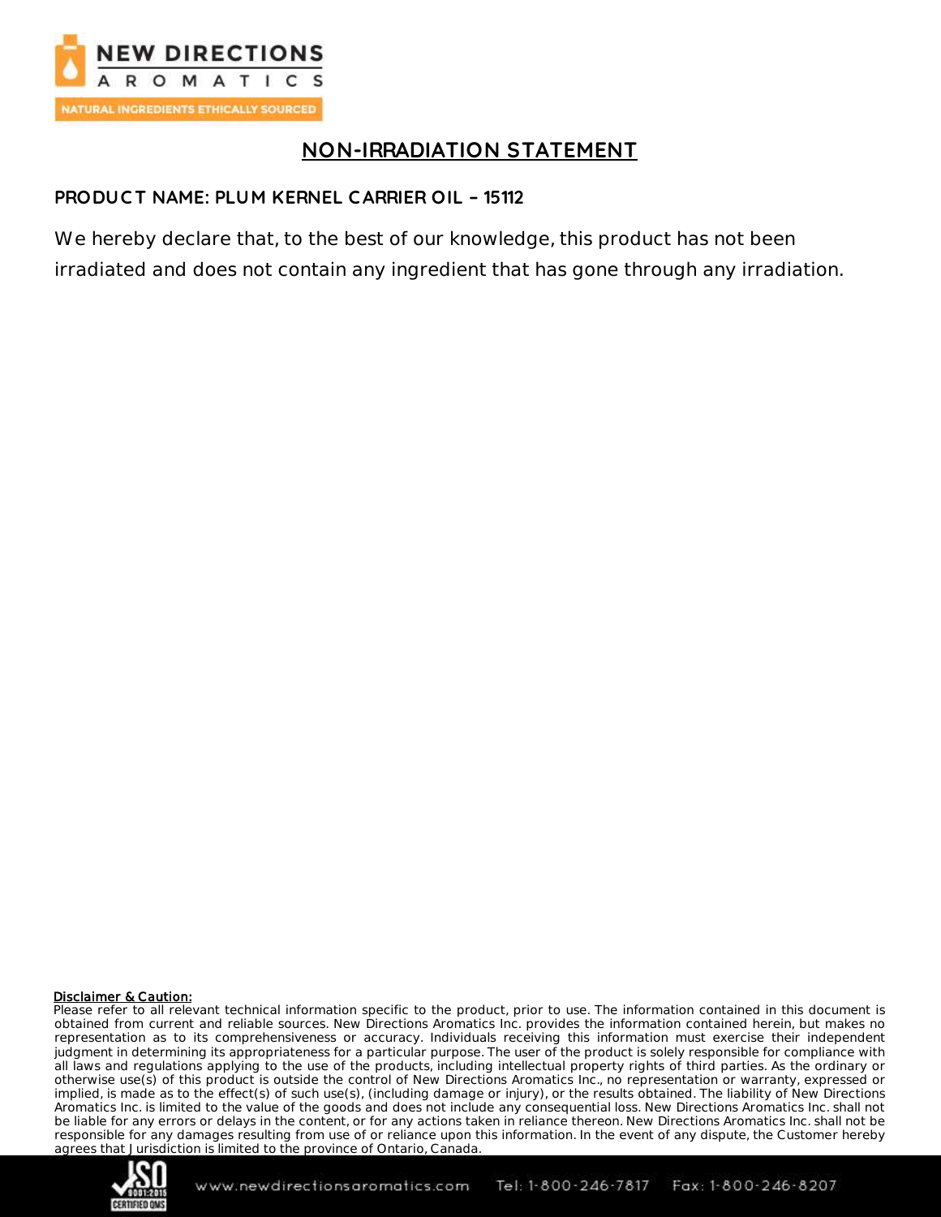# NON-IRRADIATION STATEMENT

**PRODUCT NAME: PLUM KERNEL CARRIER OIL – 15112**

We hereby declare that, to the best of our knowledge, this product has not been irradiated and does not contain any ingredient that has gone through any irradiation.

**Disclaimer & Caution:**
Please refer to all relevant technical information specific to the product, prior to use. The information contained in this document is obtained from current and reliable sources. New Directions Aromatics Inc. provides the information contained herein, but makes no representation as to its comprehensiveness or accuracy. Individuals receiving this information must exercise their independent judgment in determining its appropriateness for a particular purpose. The user of the product is solely responsible for compliance with all laws and regulations applying to the use of the products, including intellectual property rights of third parties. As the ordinary or otherwise use(s) of this product is outside the control of New Directions Aromatics Inc., no representation or warranty, expressed or implied, is made as to the effect(s) of such use(s), (including damage or injury), or the results obtained. The liability of New Directions Aromatics Inc. is limited to the value of the goods and does not include any consequential loss. New Directions Aromatics Inc. shall not be liable for any errors or delays in the content, or for any actions taken in reliance thereon. New Directions Aromatics Inc. shall not be responsible for any damages resulting from use of or reliance upon this information. In the event of any dispute, the Customer hereby agrees that Jurisdiction is limited to the province of Ontario, Canada.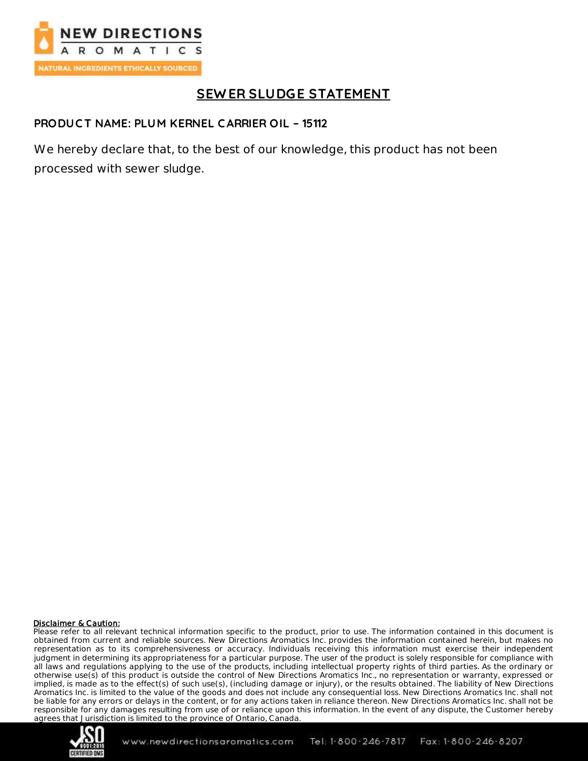# SEWER SLUDGE STATEMENT

**PRODUCT NAME: PLUM KERNEL CARRIER OIL – 15112**

We hereby declare that, to the best of our knowledge, this product has not been processed with sewer sludge.

**Disclaimer & Caution:**

Please refer to all relevant technical information specific to the product, prior to use. The information contained in this document is obtained from current and reliable sources. New Directions Aromatics Inc. provides the information contained herein, but makes no representation as to its comprehensiveness or accuracy. Individuals receiving this information must exercise their independent judgment in determining its appropriateness for a particular purpose. The user of the product is solely responsible for compliance with all laws and regulations applying to the use of the products, including intellectual property rights of third parties. As the ordinary or otherwise use(s) of this product is outside the control of New Directions Aromatics Inc., no representation or warranty, expressed or implied, is made as to the effect(s) of such use(s), (including damage or injury), or the results obtained. The liability of New Directions Aromatics Inc. is limited to the value of the goods and does not include any consequential loss. New Directions Aromatics Inc. shall not be liable for any errors or delays in the content, or for any actions taken in reliance thereon. New Directions Aromatics Inc. shall not be responsible for any damages resulting from use of or reliance upon this information. In the event of any dispute, the Customer hereby agrees that Jurisdiction is limited to the province of Ontario, Canada.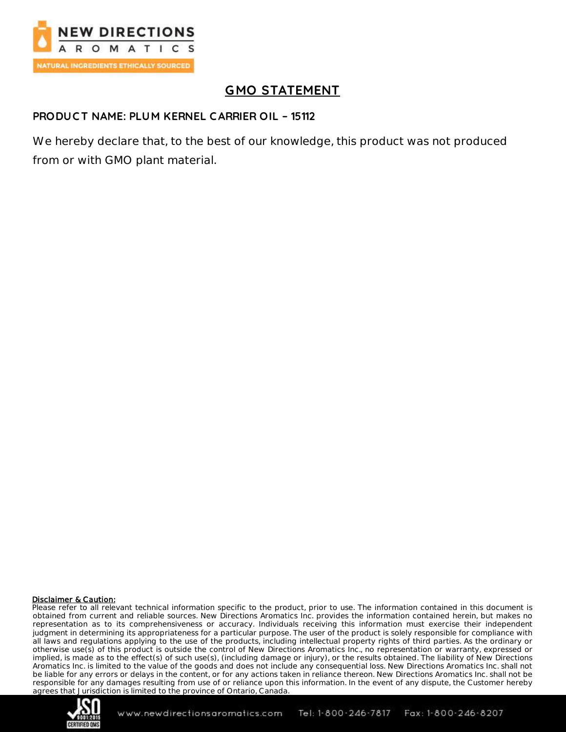# GMO STATEMENT

**PRODUCT NAME: PLUM KERNEL CARRIER OIL – 15112**

We hereby declare that, to the best of our knowledge, this product was not produced from or with GMO plant material.

**Disclaimer & Caution:**

Please refer to all relevant technical information specific to the product, prior to use. The information contained in this document is obtained from current and reliable sources. New Directions Aromatics Inc. provides the information contained herein, but makes no representation as to its comprehensiveness or accuracy. Individuals receiving this information must exercise their independent judgment in determining its appropriateness for a particular purpose. The user of the product is solely responsible for compliance with all laws and regulations applying to the use of the products, including intellectual property rights of third parties. As the ordinary or otherwise use(s) of this product is outside the control of New Directions Aromatics Inc., no representation or warranty, expressed or implied, is made as to the effect(s) of such use(s), (including damage or injury), or the results obtained. The liability of New Directions Aromatics Inc. is limited to the value of the goods and does not include any consequential loss. New Directions Aromatics Inc. shall not be liable for any errors or delays in the content, or for any actions taken in reliance thereon. New Directions Aromatics Inc. shall not be responsible for any damages resulting from use of or reliance upon this information. In the event of any dispute, the Customer hereby agrees that Jurisdiction is limited to the province of Ontario, Canada.

www.newdirectionsaromatics.com Tel: 1-800-246-7817 Fax: 1-800-246-8207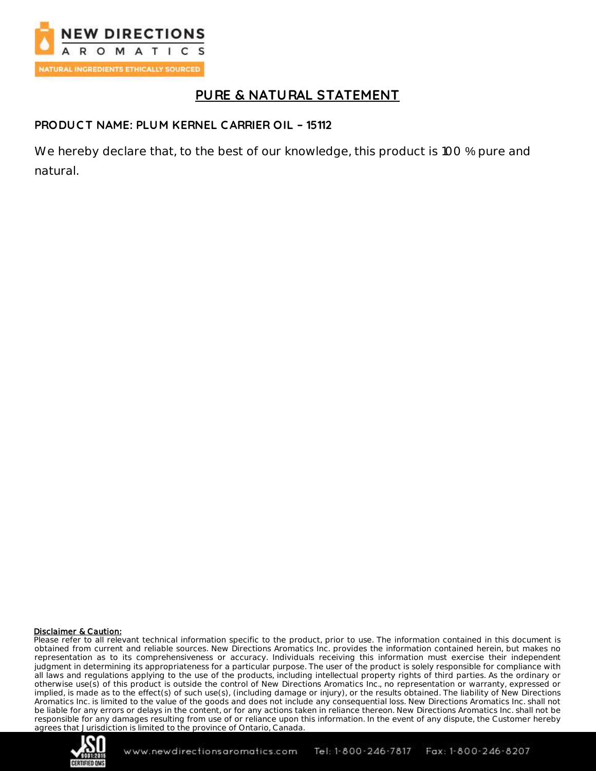# PURE & NATURAL STATEMENT

**PRODUCT NAME: PLUM KERNEL CARRIER OIL – 15112**

We hereby declare that, to the best of our knowledge, this product is 100 % pure and natural.

**Disclaimer & Caution:**

Please refer to all relevant technical information specific to the product, prior to use. The information contained in this document is obtained from current and reliable sources. New Directions Aromatics Inc. provides the information contained herein, but makes no representation as to its comprehensiveness or accuracy. Individuals receiving this information must exercise their independent judgment in determining its appropriateness for a particular purpose. The user of the product is solely responsible for compliance with all laws and regulations applying to the use of the products, including intellectual property rights of third parties. As the ordinary or otherwise use(s) of this product is outside the control of New Directions Aromatics Inc., no representation or warranty, expressed or implied, is made as to the effect(s) of such use(s), (including damage or injury), or the results obtained. The liability of New Directions Aromatics Inc. is limited to the value of the goods and does not include any consequential loss. New Directions Aromatics Inc. shall not be liable for any errors or delays in the content, or for any actions taken in reliance thereon. New Directions Aromatics Inc. shall not be responsible for any damages resulting from use of or reliance upon this information. In the event of any dispute, the Customer hereby agrees that Jurisdiction is limited to the province of Ontario, Canada.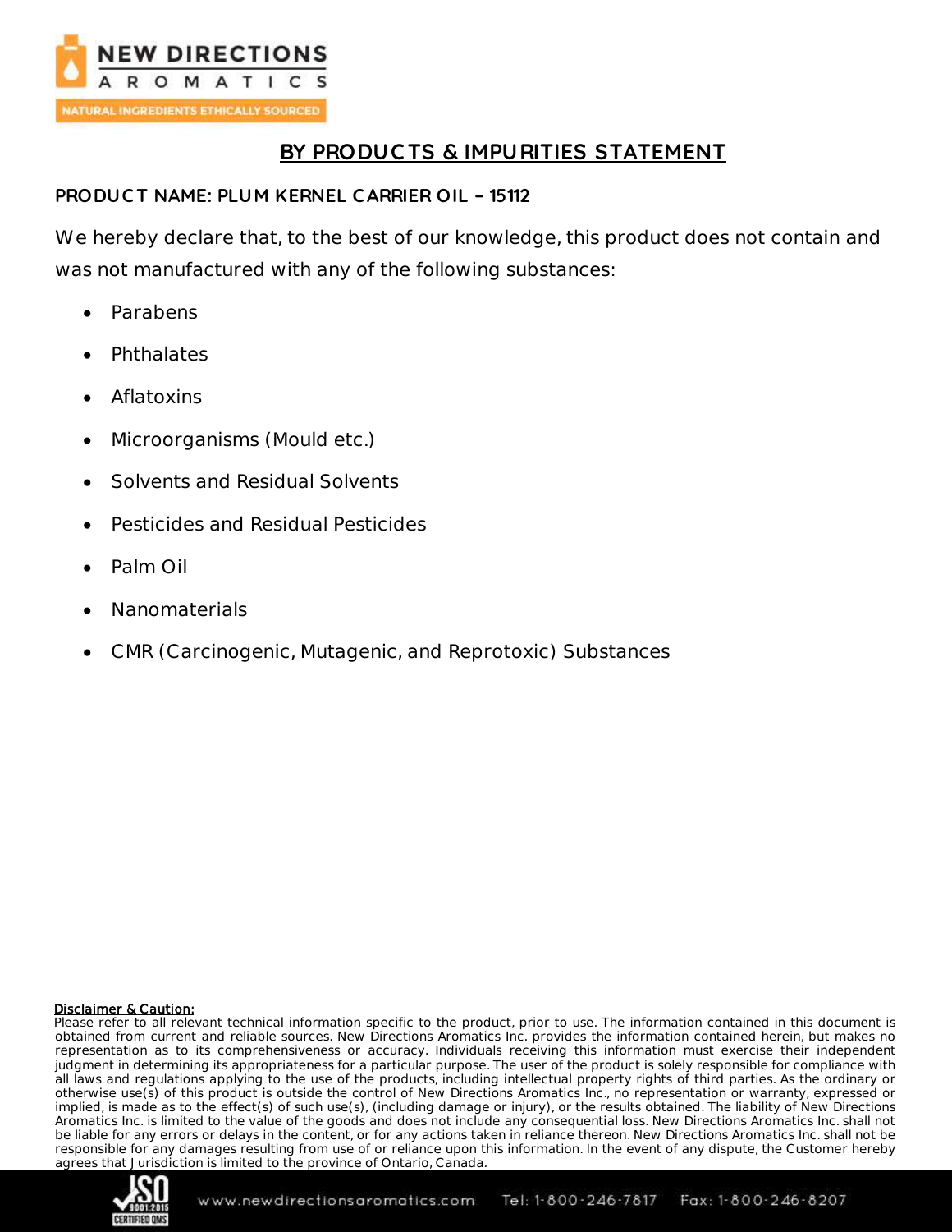# BY PRODUCTS & IMPURITIES STATEMENT

**PRODUCT NAME: PLUM KERNEL CARRIER OIL – 15112**

We hereby declare that, to the best of our knowledge, this product does not contain and was not manufactured with any of the following substances:

- Parabens
- Phthalates
- Aflatoxins
- Microorganisms (Mould etc.)
- Solvents and Residual Solvents
- Pesticides and Residual Pesticides
- Palm Oil
- Nanomaterials
- CMR (Carcinogenic, Mutagenic, and Reprotoxic) Substances

**Disclaimer & Caution:**
Please refer to all relevant technical information specific to the product, prior to use. The information contained in this document is obtained from current and reliable sources. New Directions Aromatics Inc. provides the information contained herein, but makes no representation as to its comprehensiveness or accuracy. Individuals receiving this information must exercise their independent judgment in determining its appropriateness for a particular purpose. The user of the product is solely responsible for compliance with all laws and regulations applying to the use of the products, including intellectual property rights of third parties. As the ordinary or otherwise use(s) of this product is outside the control of New Directions Aromatics Inc., no representation or warranty, expressed or implied, is made as to the effect(s) of such use(s), (including damage or injury), or the results obtained. The liability of New Directions Aromatics Inc. is limited to the value of the goods and does not include any consequential loss. New Directions Aromatics Inc. shall not be liable for any errors or delays in the content, or for any actions taken in reliance thereon. New Directions Aromatics Inc. shall not be responsible for any damages resulting from use of or reliance upon this information. In the event of any dispute, the Customer hereby agrees that Jurisdiction is limited to the province of Ontario, Canada.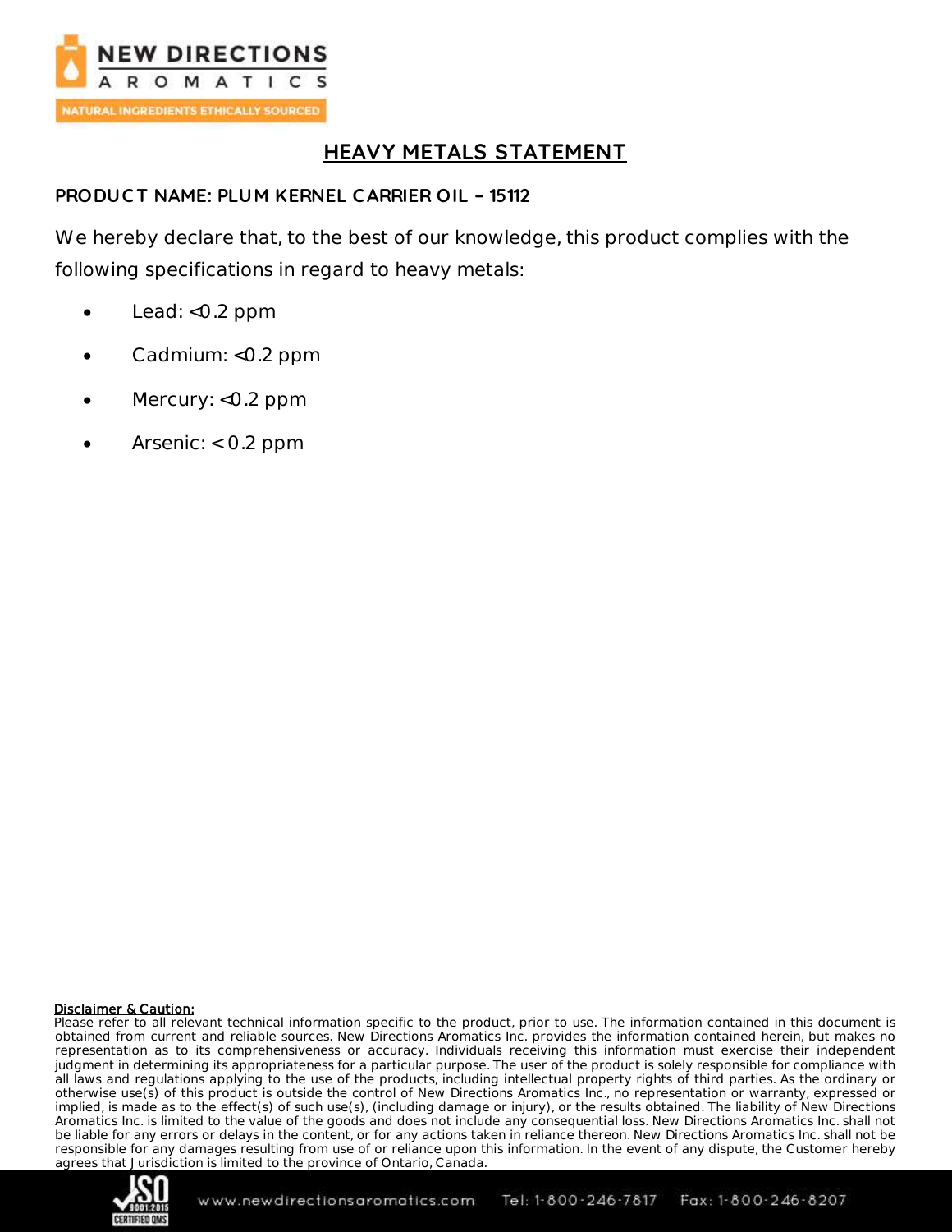# HEAVY METALS STATEMENT

**PRODUCT NAME: PLUM KERNEL CARRIER OIL – 15112**

We hereby declare that, to the best of our knowledge, this product complies with the following specifications in regard to heavy metals:

- Lead: <0.2 ppm
- Cadmium: <0.2 ppm
- Mercury: <0.2 ppm
- Arsenic: < 0.2 ppm

**Disclaimer & Caution:**
Please refer to all relevant technical information specific to the product, prior to use. The information contained in this document is obtained from current and reliable sources. New Directions Aromatics Inc. provides the information contained herein, but makes no representation as to its comprehensiveness or accuracy. Individuals receiving this information must exercise their independent judgment in determining its appropriateness for a particular purpose. The user of the product is solely responsible for compliance with all laws and regulations applying to the use of the products, including intellectual property rights of third parties. As the ordinary or otherwise use(s) of this product is outside the control of New Directions Aromatics Inc., no representation or warranty, expressed or implied, is made as to the effect(s) of such use(s), (including damage or injury), or the results obtained. The liability of New Directions Aromatics Inc. is limited to the value of the goods and does not include any consequential loss. New Directions Aromatics Inc. shall not be liable for any errors or delays in the content, or for any actions taken in reliance thereon. New Directions Aromatics Inc. shall not be responsible for any damages resulting from use of or reliance upon this information. In the event of any dispute, the Customer hereby agrees that Jurisdiction is limited to the province of Ontario, Canada.

www.newdirectionsaromatics.com Tel: 1-800-246-7817 Fax: 1-800-246-8207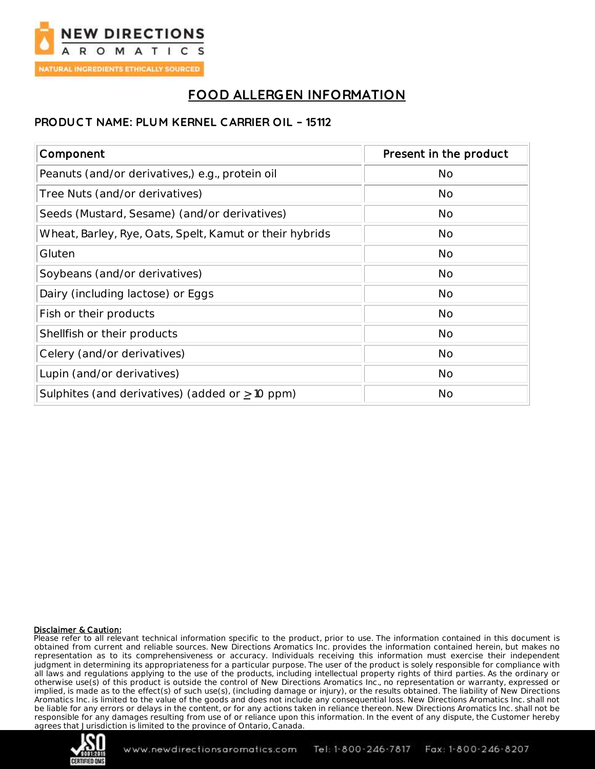# FOOD ALLERGEN INFORMATION

**PRODUCT NAME: PLUM KERNEL CARRIER OIL – 15112**

| Component | Present in the product |
|---|---|
| Peanuts (and/or derivatives,) e.g., protein oil | No |
| Tree Nuts (and/or derivatives) | No |
| Seeds (Mustard, Sesame) (and/or derivatives) | No |
| Wheat, Barley, Rye, Oats, Spelt, Kamut or their hybrids | No |
| Gluten | No |
| Soybeans (and/or derivatives) | No |
| Dairy (including lactose) or Eggs | No |
| Fish or their products | No |
| Shellfish or their products | No |
| Celery (and/or derivatives) | No |
| Lupin (and/or derivatives) | No |
| Sulphites (and derivatives) (added or $\geq$ 10 ppm) | No |

**Disclaimer & Caution:**
Please refer to all relevant technical information specific to the product, prior to use. The information contained in this document is obtained from current and reliable sources. New Directions Aromatics Inc. provides the information contained herein, but makes no representation as to its comprehensiveness or accuracy. Individuals receiving this information must exercise their independent judgment in determining its appropriateness for a particular purpose. The user of the product is solely responsible for compliance with all laws and regulations applying to the use of the products, including intellectual property rights of third parties. As the ordinary or otherwise use(s) of this product is outside the control of New Directions Aromatics Inc., no representation or warranty, expressed or implied, is made as to the effect(s) of such use(s), (including damage or injury), or the results obtained. The liability of New Directions Aromatics Inc. is limited to the value of the goods and does not include any consequential loss. New Directions Aromatics Inc. shall not be liable for any errors or delays in the content, or for any actions taken in reliance thereon. New Directions Aromatics Inc. shall not be responsible for any damages resulting from use of or reliance upon this information. In the event of any dispute, the Customer hereby agrees that Jurisdiction is limited to the province of Ontario, Canada.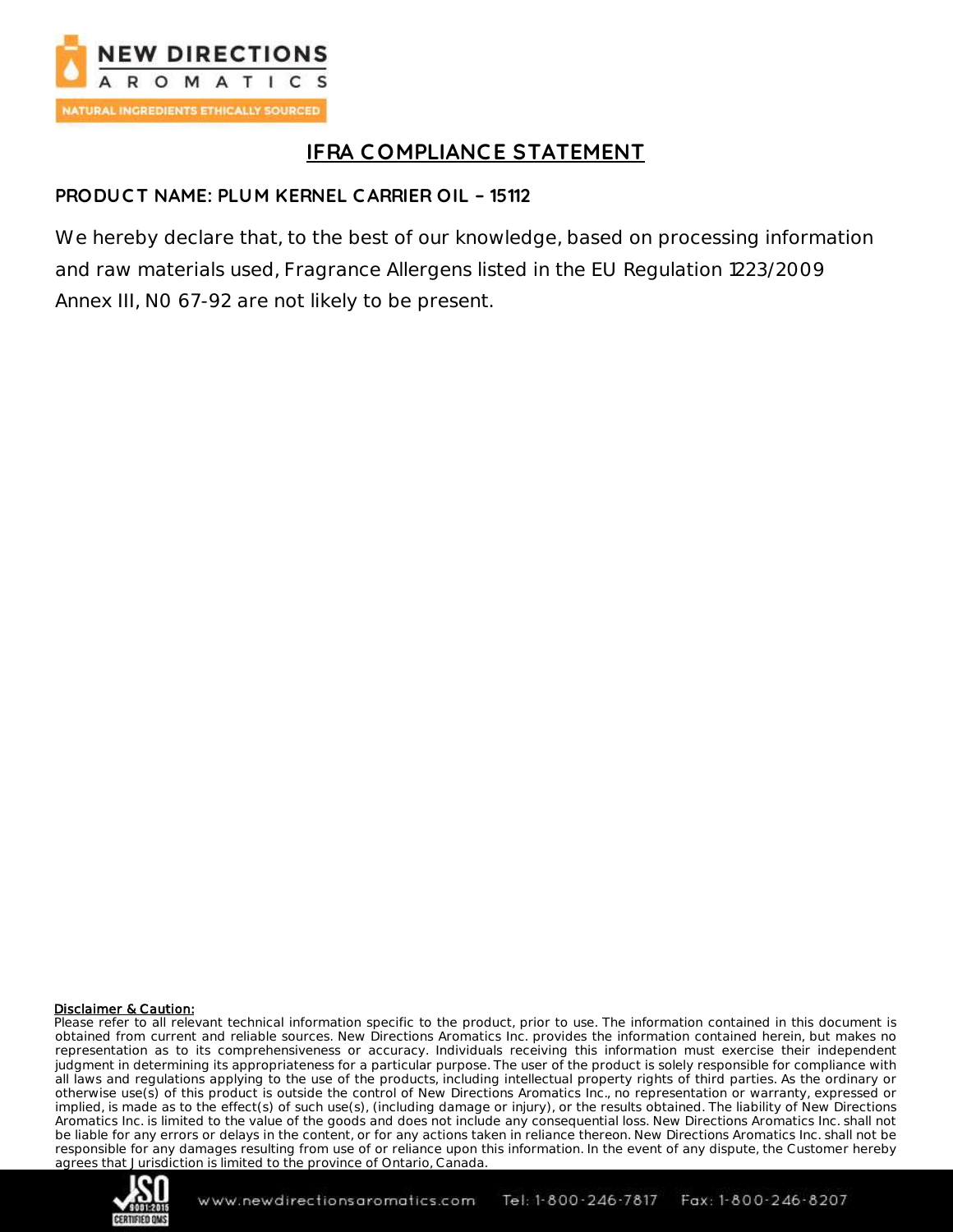# IFRA COMPLIANCE STATEMENT

**PRODUCT NAME: PLUM KERNEL CARRIER OIL – 15112**

We hereby declare that, to the best of our knowledge, based on processing information and raw materials used, Fragrance Allergens listed in the EU Regulation 1223/2009 Annex III, N0 67-92 are not likely to be present.

**Disclaimer & Caution:**
Please refer to all relevant technical information specific to the product, prior to use. The information contained in this document is obtained from current and reliable sources. New Directions Aromatics Inc. provides the information contained herein, but makes no representation as to its comprehensiveness or accuracy. Individuals receiving this information must exercise their independent judgment in determining its appropriateness for a particular purpose. The user of the product is solely responsible for compliance with all laws and regulations applying to the use of the products, including intellectual property rights of third parties. As the ordinary or otherwise use(s) of this product is outside the control of New Directions Aromatics Inc., no representation or warranty, expressed or implied, is made as to the effect(s) of such use(s), (including damage or injury), or the results obtained. The liability of New Directions Aromatics Inc. is limited to the value of the goods and does not include any consequential loss. New Directions Aromatics Inc. shall not be liable for any errors or delays in the content, or for any actions taken in reliance thereon. New Directions Aromatics Inc. shall not be responsible for any damages resulting from use of or reliance upon this information. In the event of any dispute, the Customer hereby agrees that Jurisdiction is limited to the province of Ontario, Canada.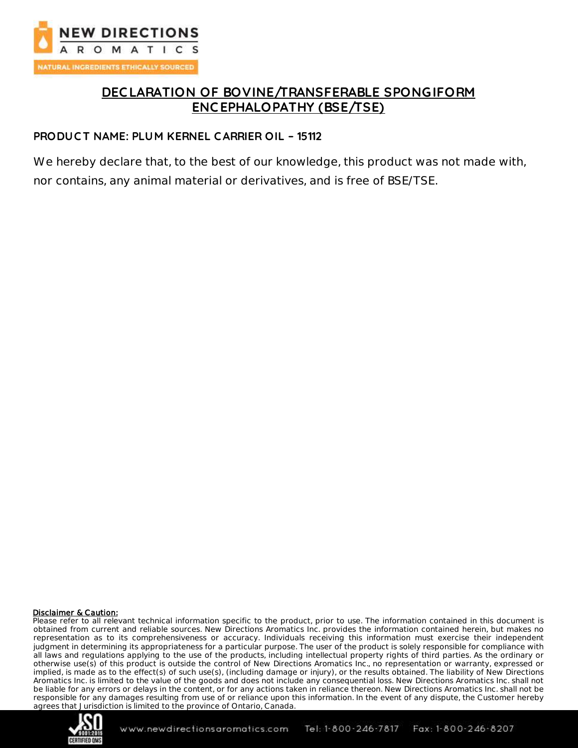# DECLARATION OF BOVINE/TRANSFERABLE SPONGIFORM ENCEPHALOPATHY (BSE/TSE)

**PRODUCT NAME: PLUM KERNEL CARRIER OIL – 15112**

We hereby declare that, to the best of our knowledge, this product was not made with, nor contains, any animal material or derivatives, and is free of BSE/TSE.

**Disclaimer & Caution:**
Please refer to all relevant technical information specific to the product, prior to use. The information contained in this document is obtained from current and reliable sources. New Directions Aromatics Inc. provides the information contained herein, but makes no representation as to its comprehensiveness or accuracy. Individuals receiving this information must exercise their independent judgment in determining its appropriateness for a particular purpose. The user of the product is solely responsible for compliance with all laws and regulations applying to the use of the products, including intellectual property rights of third parties. As the ordinary or otherwise use(s) of this product is outside the control of New Directions Aromatics Inc., no representation or warranty, expressed or implied, is made as to the effect(s) of such use(s), (including damage or injury), or the results obtained. The liability of New Directions Aromatics Inc. is limited to the value of the goods and does not include any consequential loss. New Directions Aromatics Inc. shall not be liable for any errors or delays in the content, or for any actions taken in reliance thereon. New Directions Aromatics Inc. shall not be responsible for any damages resulting from use of or reliance upon this information. In the event of any dispute, the Customer hereby agrees that Jurisdiction is limited to the province of Ontario, Canada.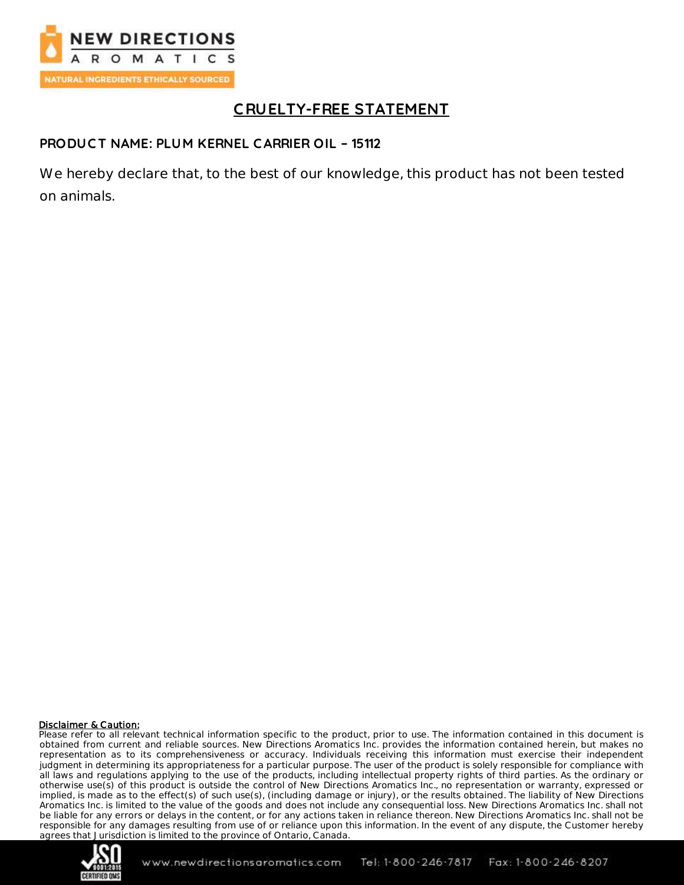# CRUELTY-FREE STATEMENT

**PRODUCT NAME: PLUM KERNEL CARRIER OIL – 15112**

We hereby declare that, to the best of our knowledge, this product has not been tested on animals.

**Disclaimer & Caution:**
Please refer to all relevant technical information specific to the product, prior to use. The information contained in this document is obtained from current and reliable sources. New Directions Aromatics Inc. provides the information contained herein, but makes no representation as to its comprehensiveness or accuracy. Individuals receiving this information must exercise their independent judgment in determining its appropriateness for a particular purpose. The user of the product is solely responsible for compliance with all laws and regulations applying to the use of the products, including intellectual property rights of third parties. As the ordinary or otherwise use(s) of this product is outside the control of New Directions Aromatics Inc., no representation or warranty, expressed or implied, is made as to the effect(s) of such use(s), (including damage or injury), or the results obtained. The liability of New Directions Aromatics Inc. is limited to the value of the goods and does not include any consequential loss. New Directions Aromatics Inc. shall not be liable for any errors or delays in the content, or for any actions taken in reliance thereon. New Directions Aromatics Inc. shall not be responsible for any damages resulting from use of or reliance upon this information. In the event of any dispute, the Customer hereby agrees that Jurisdiction is limited to the province of Ontario, Canada.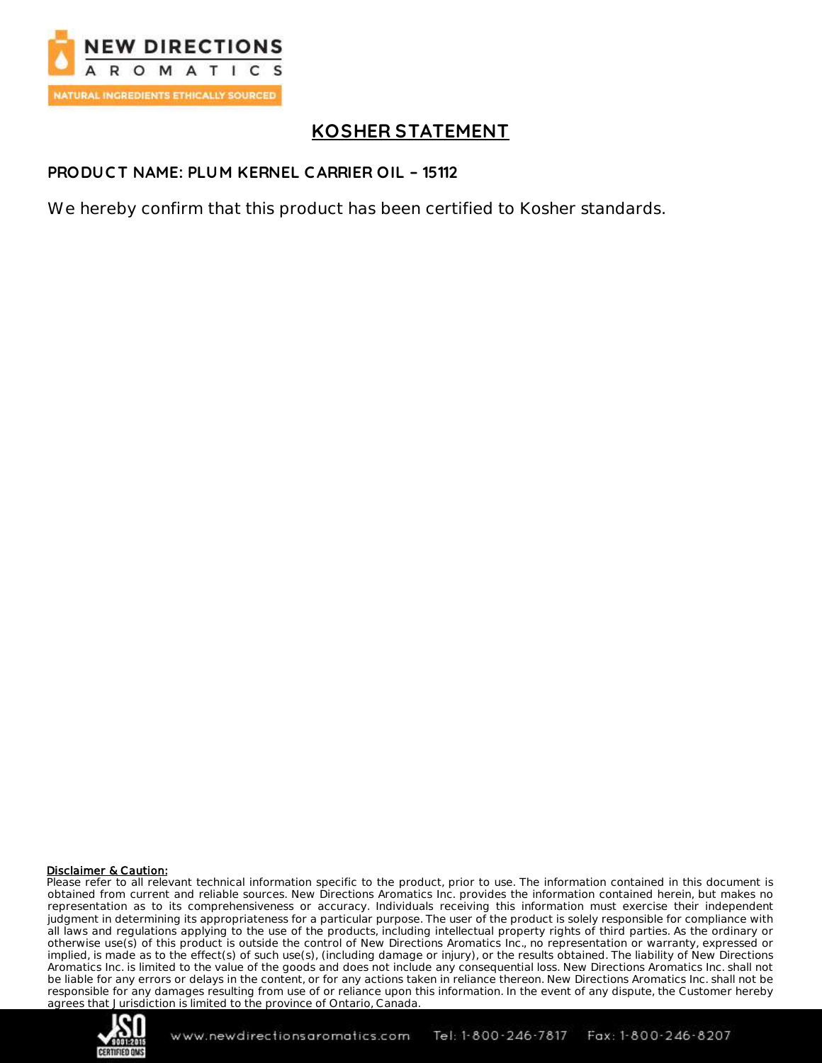# KOSHER STATEMENT

**PRODUCT NAME: PLUM KERNEL CARRIER OIL – 15112**

We hereby confirm that this product has been certified to Kosher standards.

**Disclaimer & Caution:**
Please refer to all relevant technical information specific to the product, prior to use. The information contained in this document is obtained from current and reliable sources. New Directions Aromatics Inc. provides the information contained herein, but makes no representation as to its comprehensiveness or accuracy. Individuals receiving this information must exercise their independent judgment in determining its appropriateness for a particular purpose. The user of the product is solely responsible for compliance with all laws and regulations applying to the use of the products, including intellectual property rights of third parties. As the ordinary or otherwise use(s) of this product is outside the control of New Directions Aromatics Inc., no representation or warranty, expressed or implied, is made as to the effect(s) of such use(s), (including damage or injury), or the results obtained. The liability of New Directions Aromatics Inc. is limited to the value of the goods and does not include any consequential loss. New Directions Aromatics Inc. shall not be liable for any errors or delays in the content, or for any actions taken in reliance thereon. New Directions Aromatics Inc. shall not be responsible for any damages resulting from use of or reliance upon this information. In the event of any dispute, the Customer hereby agrees that Jurisdiction is limited to the province of Ontario, Canada.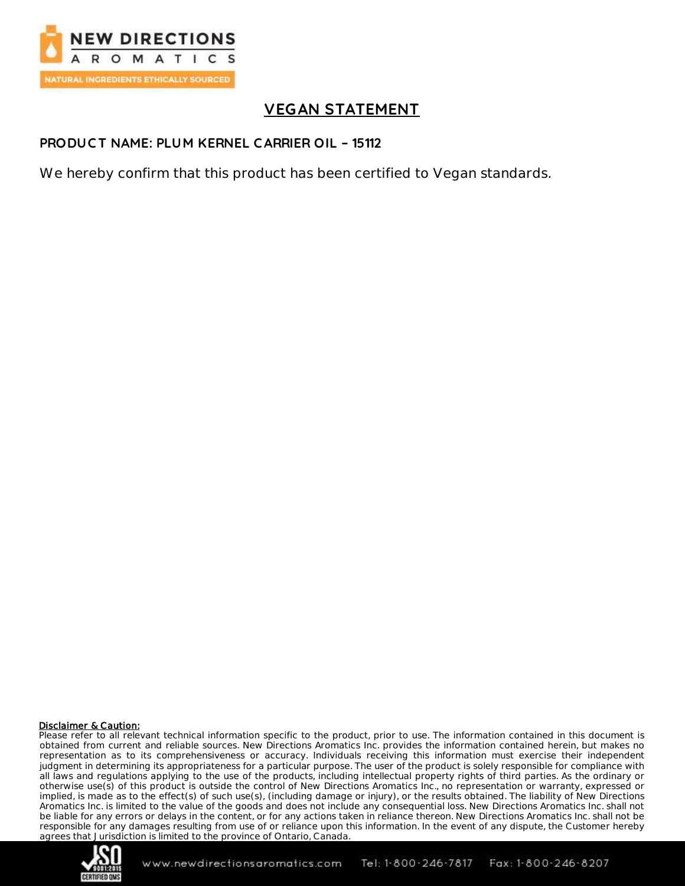# VEGAN STATEMENT

**PRODUCT NAME: PLUM KERNEL CARRIER OIL – 15112**

We hereby confirm that this product has been certified to Vegan standards.

**Disclaimer & Caution:**
Please refer to all relevant technical information specific to the product, prior to use. The information contained in this document is obtained from current and reliable sources. New Directions Aromatics Inc. provides the information contained herein, but makes no representation as to its comprehensiveness or accuracy. Individuals receiving this information must exercise their independent judgment in determining its appropriateness for a particular purpose. The user of the product is solely responsible for compliance with all laws and regulations applying to the use of the products, including intellectual property rights of third parties. As the ordinary or otherwise use(s) of this product is outside the control of New Directions Aromatics Inc., no representation or warranty, expressed or implied, is made as to the effect(s) of such use(s), (including damage or injury), or the results obtained. The liability of New Directions Aromatics Inc. is limited to the value of the goods and does not include any consequential loss. New Directions Aromatics Inc. shall not be liable for any errors or delays in the content, or for any actions taken in reliance thereon. New Directions Aromatics Inc. shall not be responsible for any damages resulting from use of or reliance upon this information. In the event of any dispute, the Customer hereby agrees that Jurisdiction is limited to the province of Ontario, Canada.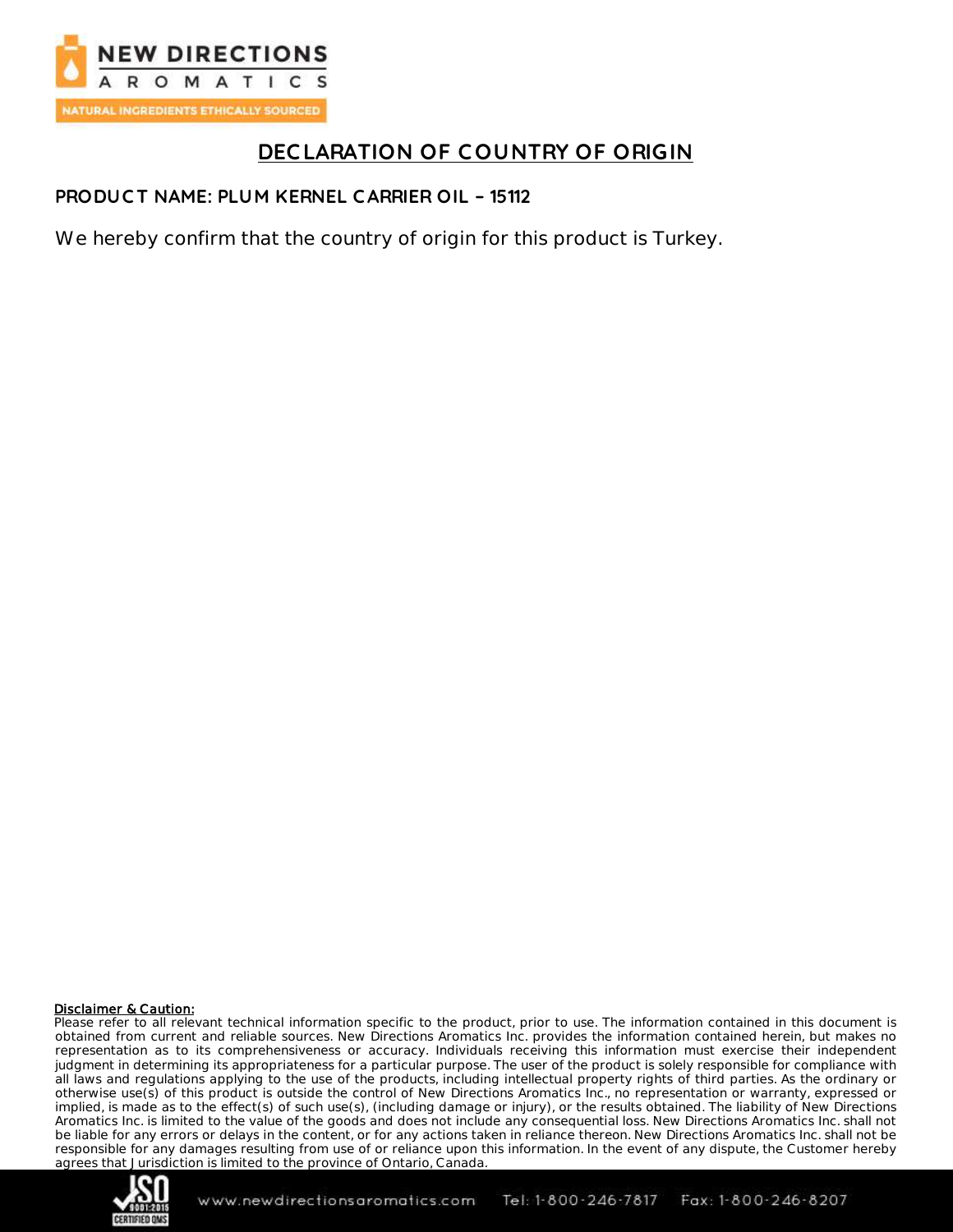# DECLARATION OF COUNTRY OF ORIGIN

**PRODUCT NAME: PLUM KERNEL CARRIER OIL – 15112**

We hereby confirm that the country of origin for this product is Turkey.

**Disclaimer & Caution:**

Please refer to all relevant technical information specific to the product, prior to use. The information contained in this document is obtained from current and reliable sources. New Directions Aromatics Inc. provides the information contained herein, but makes no representation as to its comprehensiveness or accuracy. Individuals receiving this information must exercise their independent judgment in determining its appropriateness for a particular purpose. The user of the product is solely responsible for compliance with all laws and regulations applying to the use of the products, including intellectual property rights of third parties. As the ordinary or otherwise use(s) of this product is outside the control of New Directions Aromatics Inc., no representation or warranty, expressed or implied, is made as to the effect(s) of such use(s), (including damage or injury), or the results obtained. The liability of New Directions Aromatics Inc. is limited to the value of the goods and does not include any consequential loss. New Directions Aromatics Inc. shall not be liable for any errors or delays in the content, or for any actions taken in reliance thereon. New Directions Aromatics Inc. shall not be responsible for any damages resulting from use of or reliance upon this information. In the event of any dispute, the Customer hereby agrees that Jurisdiction is limited to the province of Ontario, Canada.